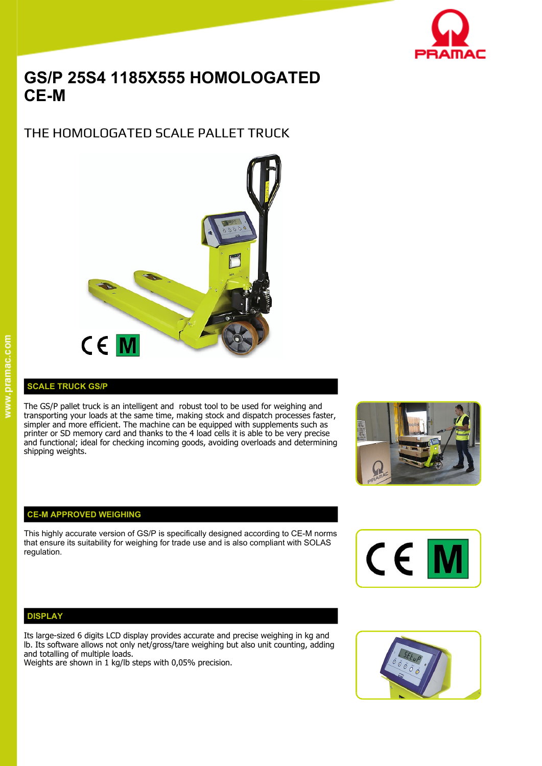# GS/P 25S4 1185X555 HOMOLOGATED CE-M

## THE HOMOLOGATED SCALE PALLET TRUCK

### SCALE TRUCK GS/P

The GS/P pallet truck is an intelligent and robust tool to be used for weighing and transporting your loads at the same time, making stock and dispatch processes faster, simpler and more efficient. The machine can be equipped with supplements such as printer or SD memory card and thanks to the 4 load cells it is able to be very precise and functional; ideal for checking incoming goods, avoiding overloads and determining shipping weights.

### CE-M APPROVED WEIGHING

This highly accurate version of GS/P is specifically designed according to CE-M norms that ensure its suitability for weighing for trade use and is also compliant with SOLAS regulation.

### DISPLAY

Its large-sized 6 digits LCD display provides accurate and precise weighing in kg and lb. Its software allows not only net/gross/tare weighing but also unit counting, adding and totalling of multiple loads.
Weights are shown in 1 kg/lb steps with 0,05% precision.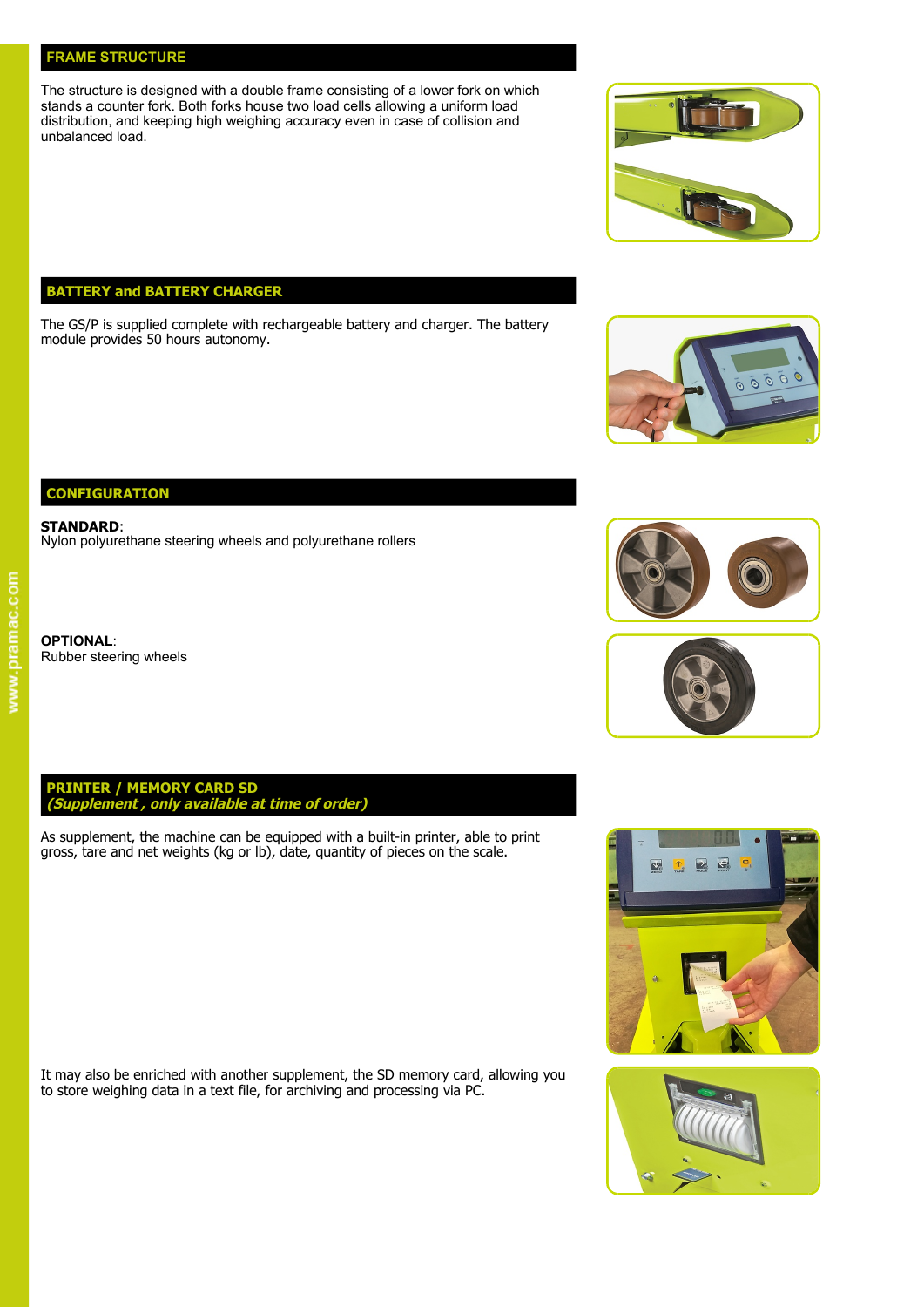## FRAME STRUCTURE

The structure is designed with a double frame consisting of a lower fork on which stands a counter fork. Both forks house two load cells allowing a uniform load distribution, and keeping high weighing accuracy even in case of collision and unbalanced load.

## BATTERY and BATTERY CHARGER

The GS/P is supplied complete with rechargeable battery and charger. The battery module provides 50 hours autonomy.

## CONFIGURATION

**STANDARD**:
Nylon polyurethane steering wheels and polyurethane rollers

**OPTIONAL**:
Rubber steering wheels

## PRINTER / MEMORY CARD SD
### *(Supplement , only available at time of order)*

As supplement, the machine can be equipped with a built-in printer, able to print gross, tare and net weights (kg or lb), date, quantity of pieces on the scale.

It may also be enriched with another supplement, the SD memory card, allowing you to store weighing data in a text file, for archiving and processing via PC.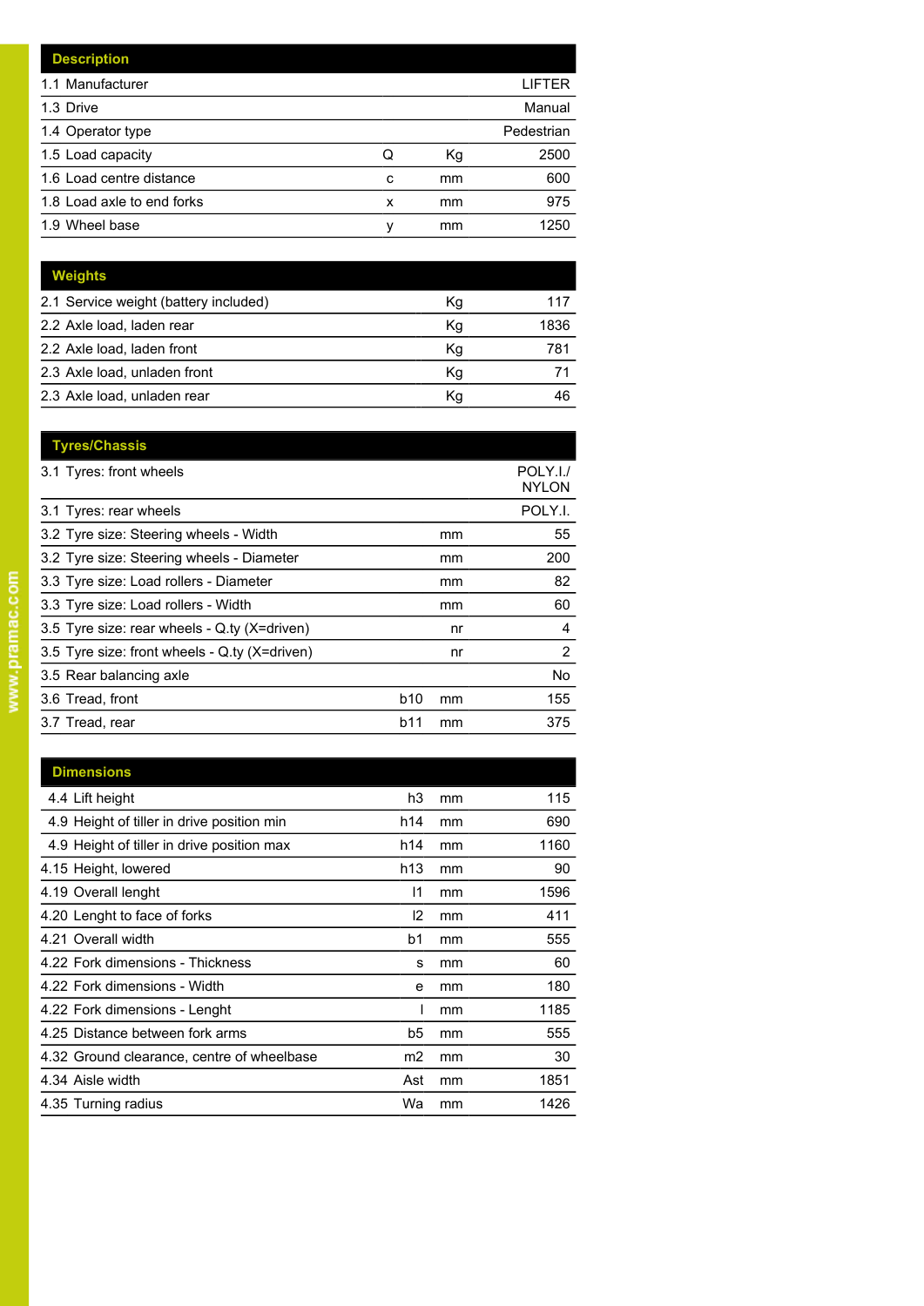| Description | | | |
|---|---|---|---|
| 1.1 Manufacturer | | | LIFTER |
| 1.3 Drive | | | Manual |
| 1.4 Operator type | | | Pedestrian |
| 1.5 Load capacity | Q | Kg | 2500 |
| 1.6 Load centre distance | c | mm | 600 |
| 1.8 Load axle to end forks | x | mm | 975 |
| 1.9 Wheel base | y | mm | 1250 |

| Weights | | | |
|---|---|---|---|
| 2.1 Service weight (battery included) | | Kg | 117 |
| 2.2 Axle load, laden rear | | Kg | 1836 |
| 2.2 Axle load, laden front | | Kg | 781 |
| 2.3 Axle load, unladen front | | Kg | 71 |
| 2.3 Axle load, unladen rear | | Kg | 46 |

| Tyres/Chassis | | | |
|---|---|---|---|
| 3.1 Tyres: front wheels | | | POLY.I./ NYLON |
| 3.1 Tyres: rear wheels | | | POLY.I. |
| 3.2 Tyre size: Steering wheels - Width | | mm | 55 |
| 3.2 Tyre size: Steering wheels - Diameter | | mm | 200 |
| 3.3 Tyre size: Load rollers - Diameter | | mm | 82 |
| 3.3 Tyre size: Load rollers - Width | | mm | 60 |
| 3.5 Tyre size: rear wheels - Q.ty (X=driven) | | nr | 4 |
| 3.5 Tyre size: front wheels - Q.ty (X=driven) | | nr | 2 |
| 3.5 Rear balancing axle | | | No |
| 3.6 Tread, front | b10 | mm | 155 |
| 3.7 Tread, rear | b11 | mm | 375 |

| Dimensions | | | |
|---|---|---|---|
| 4.4 Lift height | h3 | mm | 115 |
| 4.9 Height of tiller in drive position min | h14 | mm | 690 |
| 4.9 Height of tiller in drive position max | h14 | mm | 1160 |
| 4.15 Height, lowered | h13 | mm | 90 |
| 4.19 Overall lenght | l1 | mm | 1596 |
| 4.20 Lenght to face of forks | l2 | mm | 411 |
| 4.21 Overall width | b1 | mm | 555 |
| 4.22 Fork dimensions - Thickness | s | mm | 60 |
| 4.22 Fork dimensions - Width | e | mm | 180 |
| 4.22 Fork dimensions - Lenght | l | mm | 1185 |
| 4.25 Distance between fork arms | b5 | mm | 555 |
| 4.32 Ground clearance, centre of wheelbase | m2 | mm | 30 |
| 4.34 Aisle width | Ast | mm | 1851 |
| 4.35 Turning radius | Wa | mm | 1426 |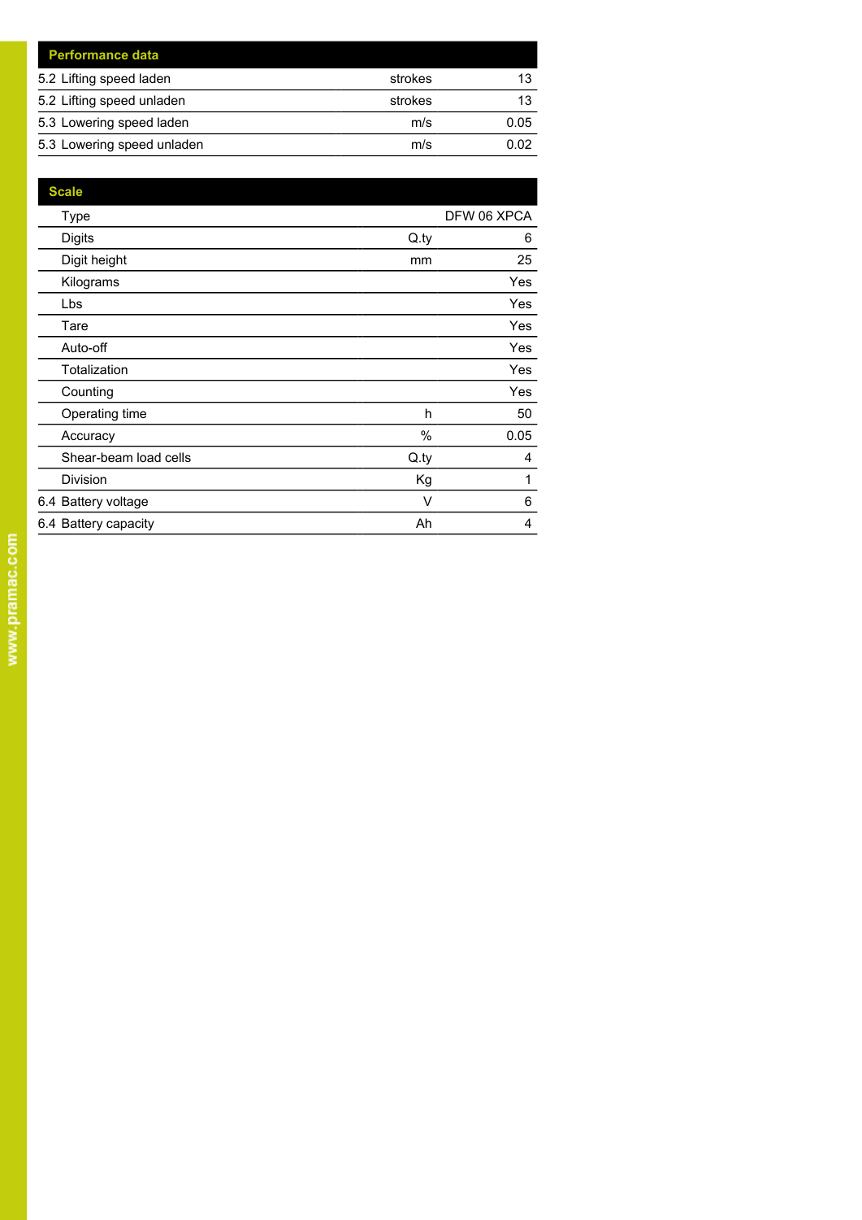| Performance data | | |
|---|---|---|
| 5.2 Lifting speed laden | strokes | 13 |
| 5.2 Lifting speed unladen | strokes | 13 |
| 5.3 Lowering speed laden | m/s | 0.05 |
| 5.3 Lowering speed unladen | m/s | 0.02 |

| Scale | | |
|---|---|---|
| Type | | DFW 06 XPCA |
| Digits | Q.ty | 6 |
| Digit height | mm | 25 |
| Kilograms | | Yes |
| Lbs | | Yes |
| Tare | | Yes |
| Auto-off | | Yes |
| Totalization | | Yes |
| Counting | | Yes |
| Operating time | h | 50 |
| Accuracy | % | 0.05 |
| Shear-beam load cells | Q.ty | 4 |
| Division | Kg | 1 |
| 6.4 Battery voltage | V | 6 |
| 6.4 Battery capacity | Ah | 4 |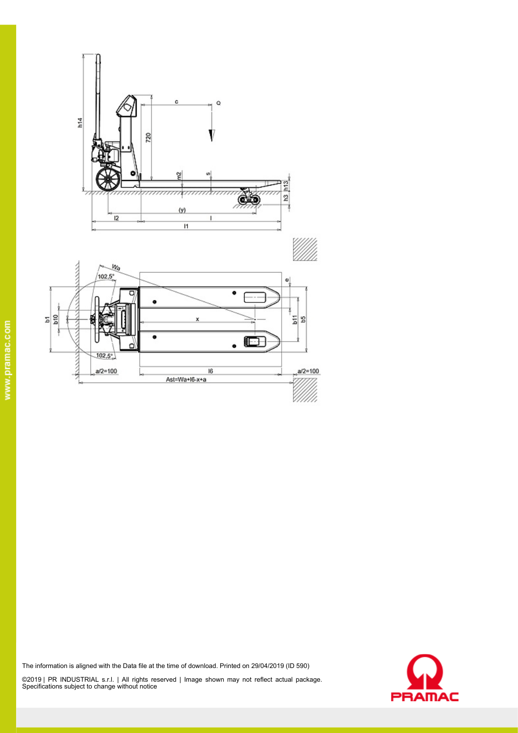The information is aligned with the Data file at the time of download. Printed on 29/04/2019 (ID 590)

©2019 | PR INDUSTRIAL s.r.l. | All rights reserved | Image shown may not reflect actual package.
Specifications subject to change without notice